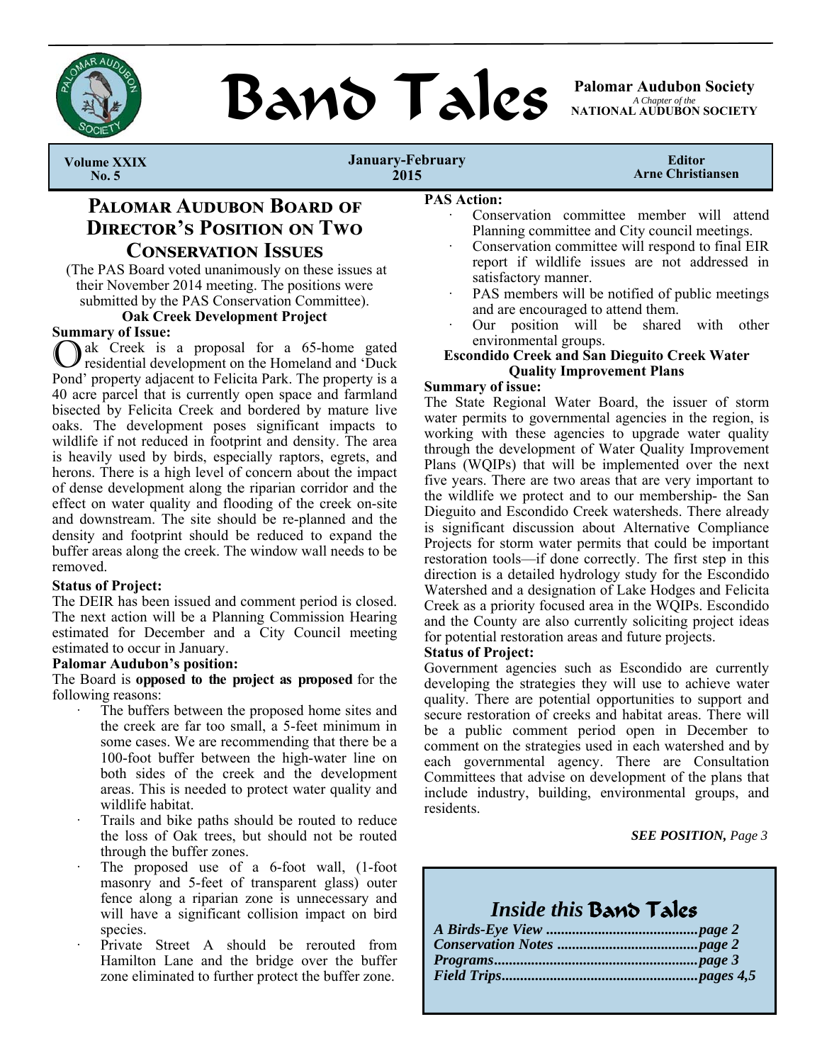# Band Tales

**Palomar Audubon Society**
*A Chapter of the*
**NATIONAL AUDUBON SOCIETY**

**Volume XXIX No. 5** | **January-February 2015** | **Editor Arne Christiansen**

## Palomar Audubon Board of Director's Position on Two Conservation Issues

(The PAS Board voted unanimously on these issues at their November 2014 meeting. The positions were submitted by the PAS Conservation Committee).

### Oak Creek Development Project

**Summary of Issue:**

Oak Creek is a proposal for a 65-home gated residential development on the Homeland and 'Duck Pond' property adjacent to Felicita Park. The property is a 40 acre parcel that is currently open space and farmland bisected by Felicita Creek and bordered by mature live oaks. The development poses significant impacts to wildlife if not reduced in footprint and density. The area is heavily used by birds, especially raptors, egrets, and herons. There is a high level of concern about the impact of dense development along the riparian corridor and the effect on water quality and flooding of the creek on-site and downstream. The site should be re-planned and the density and footprint should be reduced to expand the buffer areas along the creek. The window wall needs to be removed.

**Status of Project:**

The DEIR has been issued and comment period is closed. The next action will be a Planning Commission Hearing estimated for December and a City Council meeting estimated to occur in January.

**Palomar Audubon's position:**

The Board is **opposed to the project as proposed** for the following reasons:

- The buffers between the proposed home sites and the creek are far too small, a 5-feet minimum in some cases. We are recommending that there be a 100-foot buffer between the high-water line on both sides of the creek and the development areas. This is needed to protect water quality and wildlife habitat.
- Trails and bike paths should be routed to reduce the loss of Oak trees, but should not be routed through the buffer zones.
- The proposed use of a 6-foot wall, (1-foot masonry and 5-feet of transparent glass) outer fence along a riparian zone is unnecessary and will have a significant collision impact on bird species.
- Private Street A should be rerouted from Hamilton Lane and the bridge over the buffer zone eliminated to further protect the buffer zone.

**PAS Action:**

- Conservation committee member will attend Planning committee and City council meetings.
- Conservation committee will respond to final EIR report if wildlife issues are not addressed in satisfactory manner.
- PAS members will be notified of public meetings and are encouraged to attend them.
- Our position will be shared with other environmental groups.

### Escondido Creek and San Dieguito Creek Water Quality Improvement Plans

**Summary of issue:**

The State Regional Water Board, the issuer of storm water permits to governmental agencies in the region, is working with these agencies to upgrade water quality through the development of Water Quality Improvement Plans (WQIPs) that will be implemented over the next five years. There are two areas that are very important to the wildlife we protect and to our membership- the San Dieguito and Escondido Creek watersheds. There already is significant discussion about Alternative Compliance Projects for storm water permits that could be important restoration tools—if done correctly. The first step in this direction is a detailed hydrology study for the Escondido Watershed and a designation of Lake Hodges and Felicita Creek as a priority focused area in the WQIPs. Escondido and the County are also currently soliciting project ideas for potential restoration areas and future projects.

**Status of Project:**

Government agencies such as Escondido are currently developing the strategies they will use to achieve water quality. There are potential opportunities to support and secure restoration of creeks and habitat areas. There will be a public comment period open in December to comment on the strategies used in each watershed and by each governmental agency. There are Consultation Committees that advise on development of the plans that include industry, building, environmental groups, and residents.

***SEE POSITION,** Page 3*

## *Inside this* Band Tales

***A Birds-Eye View ........................................page 2***
***Conservation Notes .....................................page 2***
***Programs......................................................page 3***
***Field Trips....................................................pages 4,5***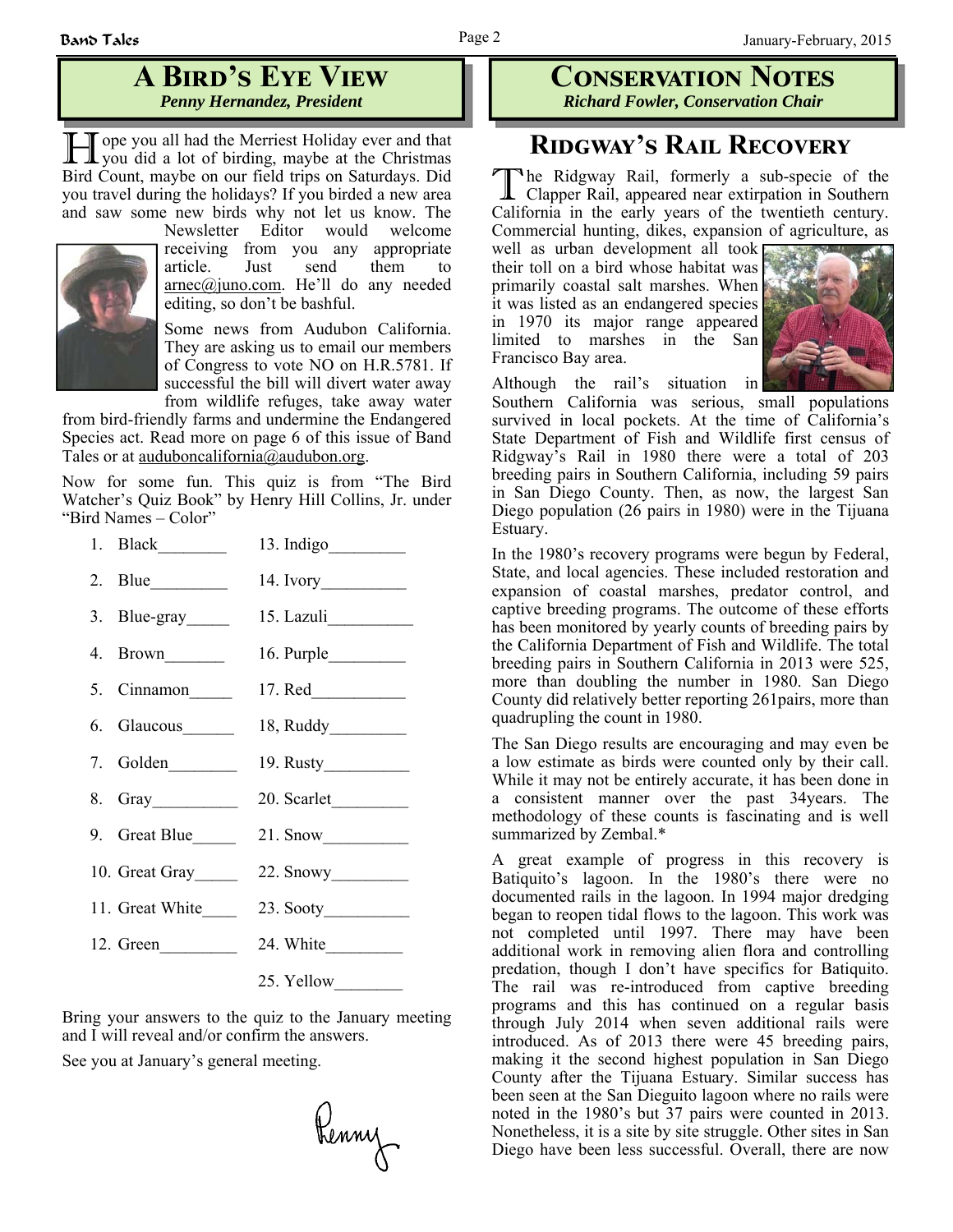## A Bird's Eye View

*Penny Hernandez, President*

Hope you all had the Merriest Holiday ever and that you did a lot of birding, maybe at the Christmas Bird Count, maybe on our field trips on Saturdays. Did you travel during the holidays? If you birded a new area and saw some new birds why not let us know. The Newsletter Editor would welcome receiving from you any appropriate article. Just send them to arnec@juno.com. He'll do any needed editing, so don't be bashful.

Some news from Audubon California. They are asking us to email our members of Congress to vote NO on H.R.5781. If successful the bill will divert water away from wildlife refuges, take away water from bird-friendly farms and undermine the Endangered Species act. Read more on page 6 of this issue of Band Tales or at auduboncalifornia@audubon.org.

Now for some fun. This quiz is from "The Bird Watcher's Quiz Book" by Henry Hill Collins, Jr. under "Bird Names – Color"

1. Black________
2. Blue_________
3. Blue-gray_____
4. Brown_______
5. Cinnamon_____
6. Glaucous______
7. Golden________
8. Gray__________
9. Great Blue_____
10. Great Gray_____
11. Great White____
12. Green_________
13. Indigo_________
14. Ivory__________
15. Lazuli__________
16. Purple_________
17. Red___________
18, Ruddy_________
19. Rusty__________
20. Scarlet_________
21. Snow__________
22. Snowy_________
23. Sooty__________
24. White_________
25. Yellow________

Bring your answers to the quiz to the January meeting and I will reveal and/or confirm the answers.

See you at January's general meeting.

Penny

## Conservation Notes

*Richard Fowler, Conservation Chair*

### Ridgway's Rail Recovery

The Ridgway Rail, formerly a sub-specie of the Clapper Rail, appeared near extirpation in Southern California in the early years of the twentieth century. Commercial hunting, dikes, expansion of agriculture, as well as urban development all took their toll on a bird whose habitat was primarily coastal salt marshes. When it was listed as an endangered species in 1970 its major range appeared limited to marshes in the San Francisco Bay area.

Although the rail's situation in Southern California was serious, small populations survived in local pockets. At the time of California's State Department of Fish and Wildlife first census of Ridgway's Rail in 1980 there were a total of 203 breeding pairs in Southern California, including 59 pairs in San Diego County. Then, as now, the largest San Diego population (26 pairs in 1980) were in the Tijuana Estuary.

In the 1980's recovery programs were begun by Federal, State, and local agencies. These included restoration and expansion of coastal marshes, predator control, and captive breeding programs. The outcome of these efforts has been monitored by yearly counts of breeding pairs by the California Department of Fish and Wildlife. The total breeding pairs in Southern California in 2013 were 525, more than doubling the number in 1980. San Diego County did relatively better reporting 261pairs, more than quadrupling the count in 1980.

The San Diego results are encouraging and may even be a low estimate as birds were counted only by their call. While it may not be entirely accurate, it has been done in a consistent manner over the past 34years. The methodology of these counts is fascinating and is well summarized by Zembal.*

A great example of progress in this recovery is Batiquito's lagoon. In the 1980's there were no documented rails in the lagoon. In 1994 major dredging began to reopen tidal flows to the lagoon. This work was not completed until 1997. There may have been additional work in removing alien flora and controlling predation, though I don't have specifics for Batiquito. The rail was re-introduced from captive breeding programs and this has continued on a regular basis through July 2014 when seven additional rails were introduced. As of 2013 there were 45 breeding pairs, making it the second highest population in San Diego County after the Tijuana Estuary. Similar success has been seen at the San Dieguito lagoon where no rails were noted in the 1980's but 37 pairs were counted in 2013. Nonetheless, it is a site by site struggle. Other sites in San Diego have been less successful. Overall, there are now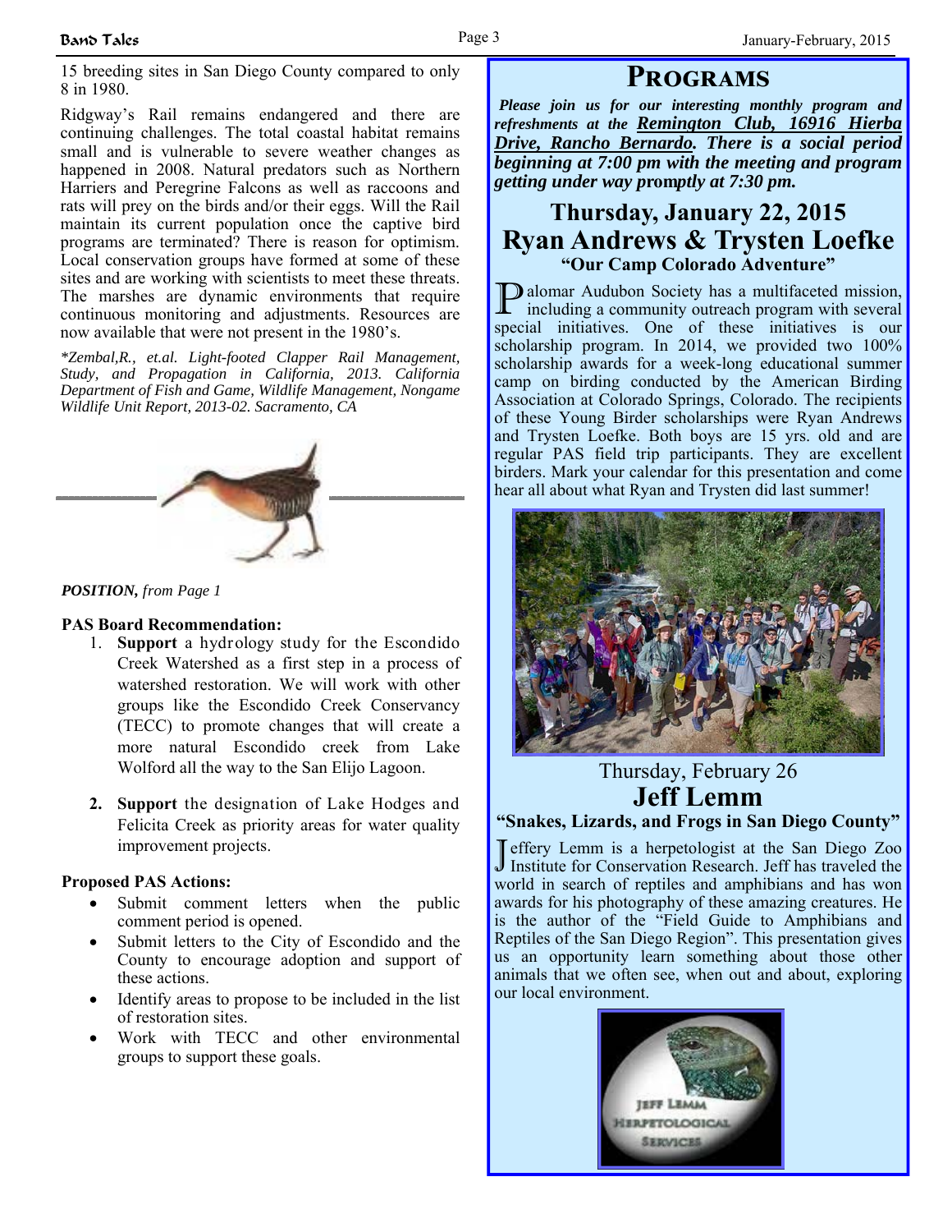15 breeding sites in San Diego County compared to only 8 in 1980.

Ridgway's Rail remains endangered and there are continuing challenges. The total coastal habitat remains small and is vulnerable to severe weather changes as happened in 2008. Natural predators such as Northern Harriers and Peregrine Falcons as well as raccoons and rats will prey on the birds and/or their eggs. Will the Rail maintain its current population once the captive bird programs are terminated? There is reason for optimism. Local conservation groups have formed at some of these sites and are working with scientists to meet these threats. The marshes are dynamic environments that require continuous monitoring and adjustments. Resources are now available that were not present in the 1980's.

*\*Zembal,R., et.al. Light-footed Clapper Rail Management, Study, and Propagation in California, 2013. California Department of Fish and Game, Wildlife Management, Nongame Wildlife Unit Report, 2013-02. Sacramento, CA*

***POSITION,*** *from Page 1*

**PAS Board Recommendation:**

1. **Support** a hydrology study for the Escondido Creek Watershed as a first step in a process of watershed restoration. We will work with other groups like the Escondido Creek Conservancy (TECC) to promote changes that will create a more natural Escondido creek from Lake Wolford all the way to the San Elijo Lagoon.

2. **Support** the designation of Lake Hodges and Felicita Creek as priority areas for water quality improvement projects.

**Proposed PAS Actions:**

- Submit comment letters when the public comment period is opened.
- Submit letters to the City of Escondido and the County to encourage adoption and support of these actions.
- Identify areas to propose to be included in the list of restoration sites.
- Work with TECC and other environmental groups to support these goals.

# PROGRAMS

***Please join us for our interesting monthly program and refreshments at the Remington Club, 16916 Hierba Drive, Rancho Bernardo. There is a social period beginning at 7:00 pm with the meeting and program getting under way promptly at 7:30 pm.***

## Thursday, January 22, 2015

## Ryan Andrews & Trysten Loefke

### "Our Camp Colorado Adventure"

Palomar Audubon Society has a multifaceted mission, including a community outreach program with several special initiatives. One of these initiatives is our scholarship program. In 2014, we provided two 100% scholarship awards for a week-long educational summer camp on birding conducted by the American Birding Association at Colorado Springs, Colorado. The recipients of these Young Birder scholarships were Ryan Andrews and Trysten Loefke. Both boys are 15 yrs. old and are regular PAS field trip participants. They are excellent birders. Mark your calendar for this presentation and come hear all about what Ryan and Trysten did last summer!

## Thursday, February 26

## Jeff Lemm

### "Snakes, Lizards, and Frogs in San Diego County"

Jeffery Lemm is a herpetologist at the San Diego Zoo Institute for Conservation Research. Jeff has traveled the world in search of reptiles and amphibians and has won awards for his photography of these amazing creatures. He is the author of the "Field Guide to Amphibians and Reptiles of the San Diego Region". This presentation gives us an opportunity learn something about those other animals that we often see, when out and about, exploring our local environment.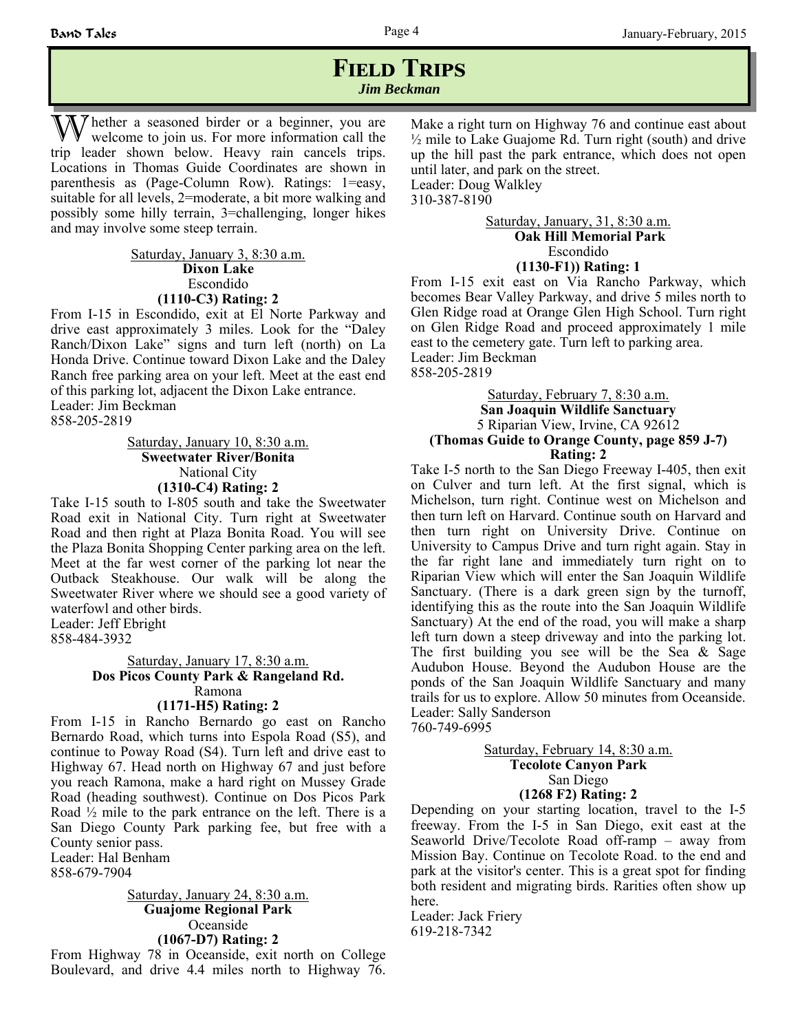# Field Trips

*Jim Beckman*

Whether a seasoned birder or a beginner, you are welcome to join us. For more information call the trip leader shown below. Heavy rain cancels trips. Locations in Thomas Guide Coordinates are shown in parenthesis as (Page-Column Row). Ratings: 1=easy, suitable for all levels, 2=moderate, a bit more walking and possibly some hilly terrain, 3=challenging, longer hikes and may involve some steep terrain.

Saturday, January 3, 8:30 a.m.
**Dixon Lake**
Escondido
**(1110-C3) Rating: 2**

From I-15 in Escondido, exit at El Norte Parkway and drive east approximately 3 miles. Look for the "Daley Ranch/Dixon Lake" signs and turn left (north) on La Honda Drive. Continue toward Dixon Lake and the Daley Ranch free parking area on your left. Meet at the east end of this parking lot, adjacent the Dixon Lake entrance.
Leader: Jim Beckman
858-205-2819

Saturday, January 10, 8:30 a.m.
**Sweetwater River/Bonita**
National City
**(1310-C4) Rating: 2**

Take I-15 south to I-805 south and take the Sweetwater Road exit in National City. Turn right at Sweetwater Road and then right at Plaza Bonita Road. You will see the Plaza Bonita Shopping Center parking area on the left. Meet at the far west corner of the parking lot near the Outback Steakhouse. Our walk will be along the Sweetwater River where we should see a good variety of waterfowl and other birds.
Leader: Jeff Ebright
858-484-3932

Saturday, January 17, 8:30 a.m.
**Dos Picos County Park & Rangeland Rd.**
Ramona
**(1171-H5) Rating: 2**

From I-15 in Rancho Bernardo go east on Rancho Bernardo Road, which turns into Espola Road (S5), and continue to Poway Road (S4). Turn left and drive east to Highway 67. Head north on Highway 67 and just before you reach Ramona, make a hard right on Mussey Grade Road (heading southwest). Continue on Dos Picos Park Road ½ mile to the park entrance on the left. There is a San Diego County Park parking fee, but free with a County senior pass.
Leader: Hal Benham
858-679-7904

Saturday, January 24, 8:30 a.m.
**Guajome Regional Park**
Oceanside
**(1067-D7) Rating: 2**

From Highway 78 in Oceanside, exit north on College Boulevard, and drive 4.4 miles north to Highway 76. Make a right turn on Highway 76 and continue east about ½ mile to Lake Guajome Rd. Turn right (south) and drive up the hill past the park entrance, which does not open until later, and park on the street.
Leader: Doug Walkley
310-387-8190

Saturday, January, 31, 8:30 a.m.
**Oak Hill Memorial Park**
Escondido
**(1130-F1)) Rating: 1**

From I-15 exit east on Via Rancho Parkway, which becomes Bear Valley Parkway, and drive 5 miles north to Glen Ridge road at Orange Glen High School. Turn right on Glen Ridge Road and proceed approximately 1 mile east to the cemetery gate. Turn left to parking area.
Leader: Jim Beckman
858-205-2819

Saturday, February 7, 8:30 a.m.
**San Joaquin Wildlife Sanctuary**
5 Riparian View, Irvine, CA 92612
**(Thomas Guide to Orange County, page 859 J-7)**
**Rating: 2**

Take I-5 north to the San Diego Freeway I-405, then exit on Culver and turn left. At the first signal, which is Michelson, turn right. Continue west on Michelson and then turn left on Harvard. Continue south on Harvard and then turn right on University Drive. Continue on University to Campus Drive and turn right again. Stay in the far right lane and immediately turn right on to Riparian View which will enter the San Joaquin Wildlife Sanctuary. (There is a dark green sign by the turnoff, identifying this as the route into the San Joaquin Wildlife Sanctuary) At the end of the road, you will make a sharp left turn down a steep driveway and into the parking lot. The first building you see will be the Sea & Sage Audubon House. Beyond the Audubon House are the ponds of the San Joaquin Wildlife Sanctuary and many trails for us to explore. Allow 50 minutes from Oceanside.
Leader: Sally Sanderson
760-749-6995

Saturday, February 14, 8:30 a.m.
**Tecolote Canyon Park**
San Diego
**(1268 F2) Rating: 2**

Depending on your starting location, travel to the I-5 freeway. From the I-5 in San Diego, exit east at the Seaworld Drive/Tecolote Road off-ramp – away from Mission Bay. Continue on Tecolote Road. to the end and park at the visitor's center. This is a great spot for finding both resident and migrating birds. Rarities often show up here.
Leader: Jack Friery
619-218-7342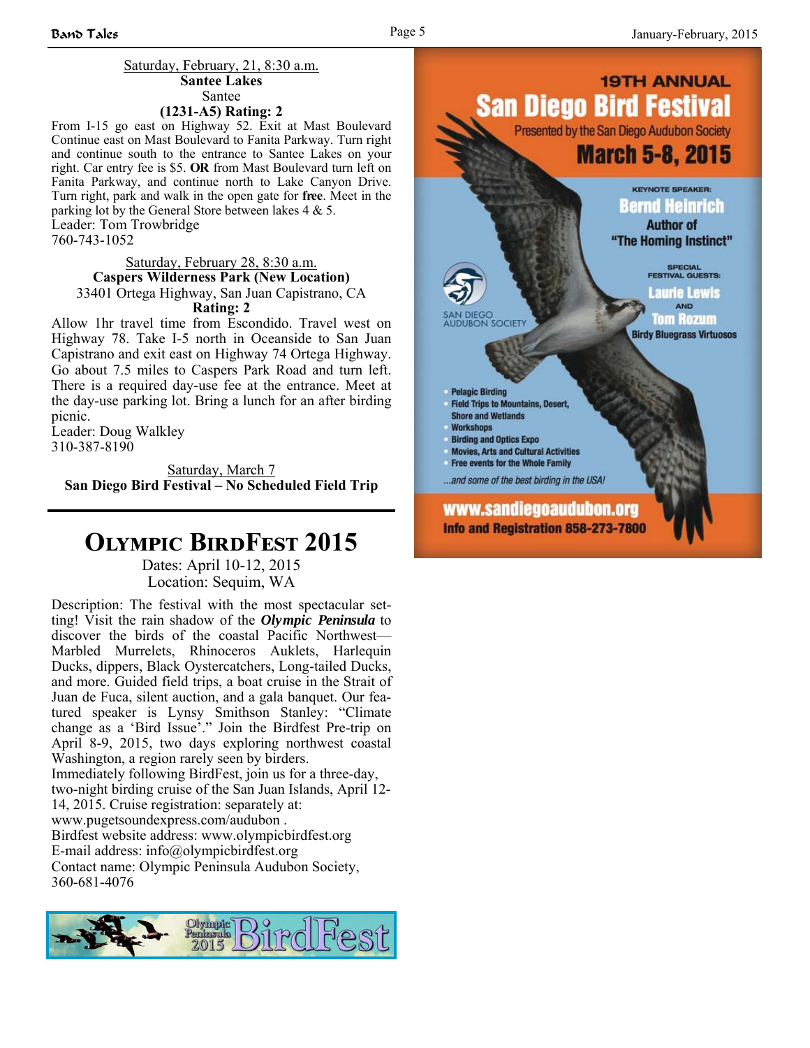Saturday, February, 21, 8:30 a.m.
**Santee Lakes**
Santee
**(1231-A5) Rating: 2**

From I-15 go east on Highway 52. Exit at Mast Boulevard Continue east on Mast Boulevard to Fanita Parkway. Turn right and continue south to the entrance to Santee Lakes on your right. Car entry fee is $5. **OR** from Mast Boulevard turn left on Fanita Parkway, and continue north to Lake Canyon Drive. Turn right, park and walk in the open gate for **free**. Meet in the parking lot by the General Store between lakes 4 & 5.

Leader: Tom Trowbridge
760-743-1052

Saturday, February 28, 8:30 a.m.
**Caspers Wilderness Park (New Location)**
33401 Ortega Highway, San Juan Capistrano, CA
**Rating: 2**

Allow 1hr travel time from Escondido. Travel west on Highway 78. Take I-5 north in Oceanside to San Juan Capistrano and exit east on Highway 74 Ortega Highway. Go about 7.5 miles to Caspers Park Road and turn left. There is a required day-use fee at the entrance. Meet at the day-use parking lot. Bring a lunch for an after birding picnic.

Leader: Doug Walkley
310-387-8190

Saturday, March 7
**San Diego Bird Festival – No Scheduled Field Trip**

---

# Olympic BirdFest 2015

Dates: April 10-12, 2015
Location: Sequim, WA

Description: The festival with the most spectacular setting! Visit the rain shadow of the ***Olympic Peninsula*** to discover the birds of the coastal Pacific Northwest—Marbled Murrelets, Rhinoceros Auklets, Harlequin Ducks, dippers, Black Oystercatchers, Long-tailed Ducks, and more. Guided field trips, a boat cruise in the Strait of Juan de Fuca, silent auction, and a gala banquet. Our featured speaker is Lynsy Smithson Stanley: "Climate change as a 'Bird Issue'." Join the Birdfest Pre-trip on April 8-9, 2015, two days exploring northwest coastal Washington, a region rarely seen by birders.

Immediately following BirdFest, join us for a three-day, two-night birding cruise of the San Juan Islands, April 12-14, 2015. Cruise registration: separately at: www.pugetsoundexpress.com/audubon .

Birdfest website address: www.olympicbirdfest.org
E-mail address: info@olympicbirdfest.org
Contact name: Olympic Peninsula Audubon Society, 360-681-4076

Olympic Peninsula 2015 BirdFest

19TH ANNUAL
**San Diego Bird Festival**
Presented by the San Diego Audubon Society
**March 5-8, 2015**

KEYNOTE SPEAKER:
**Bernd Heinrich**
Author of "The Homing Instinct"

SPECIAL FESTIVAL GUESTS:
**Laurie Lewis** AND **Tom Rozum**
Birdy Bluegrass Virtuosos

SAN DIEGO AUDUBON SOCIETY

- Pelagic Birding
- Field Trips to Mountains, Desert, Shore and Wetlands
- Workshops
- Birding and Optics Expo
- Movies, Arts and Cultural Activities
- Free events for the Whole Family

...and some of the best birding in the USA!

**www.sandiegoaudubon.org**
Info and Registration 858-273-7800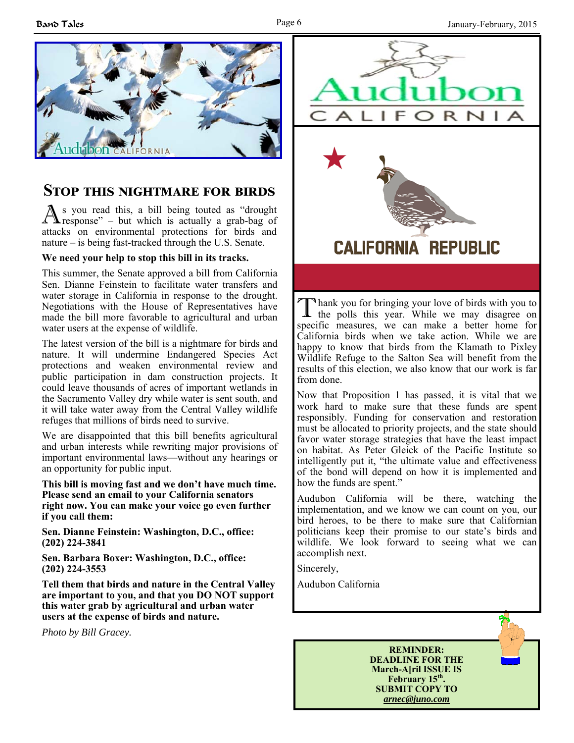## Stop this nightmare for birds

As you read this, a bill being touted as "drought response" – but which is actually a grab-bag of attacks on environmental protections for birds and nature – is being fast-tracked through the U.S. Senate.

**We need your help to stop this bill in its tracks.**

This summer, the Senate approved a bill from California Sen. Dianne Feinstein to facilitate water transfers and water storage in California in response to the drought. Negotiations with the House of Representatives have made the bill more favorable to agricultural and urban water users at the expense of wildlife.

The latest version of the bill is a nightmare for birds and nature. It will undermine Endangered Species Act protections and weaken environmental review and public participation in dam construction projects. It could leave thousands of acres of important wetlands in the Sacramento Valley dry while water is sent south, and it will take water away from the Central Valley wildlife refuges that millions of birds need to survive.

We are disappointed that this bill benefits agricultural and urban interests while rewriting major provisions of important environmental laws—without any hearings or an opportunity for public input.

**This bill is moving fast and we don't have much time. Please send an email to your California senators right now. You can make your voice go even further if you call them:**

**Sen. Dianne Feinstein: Washington, D.C., office: (202) 224-3841**

**Sen. Barbara Boxer: Washington, D.C., office: (202) 224-3553**

**Tell them that birds and nature in the Central Valley are important to you, and that you DO NOT support this water grab by agricultural and urban water users at the expense of birds and nature.**

*Photo by Bill Gracey.*

Audubon California

CALIFORNIA REPUBLIC

Thank you for bringing your love of birds with you to the polls this year. While we may disagree on specific measures, we can make a better home for California birds when we take action. While we are happy to know that birds from the Klamath to Pixley Wildlife Refuge to the Salton Sea will benefit from the results of this election, we also know that our work is far from done.

Now that Proposition 1 has passed, it is vital that we work hard to make sure that these funds are spent responsibly. Funding for conservation and restoration must be allocated to priority projects, and the state should favor water storage strategies that have the least impact on habitat. As Peter Gleick of the Pacific Institute so intelligently put it, "the ultimate value and effectiveness of the bond will depend on how it is implemented and how the funds are spent."

Audubon California will be there, watching the implementation, and we know we can count on you, our bird heroes, to be there to make sure that Californian politicians keep their promise to our state's birds and wildlife. We look forward to seeing what we can accomplish next.

Sincerely,

Audubon California

**REMINDER:**
**DEADLINE FOR THE March-A[ril ISSUE IS February 15th.**
**SUBMIT COPY TO**
***arnec@juno.com***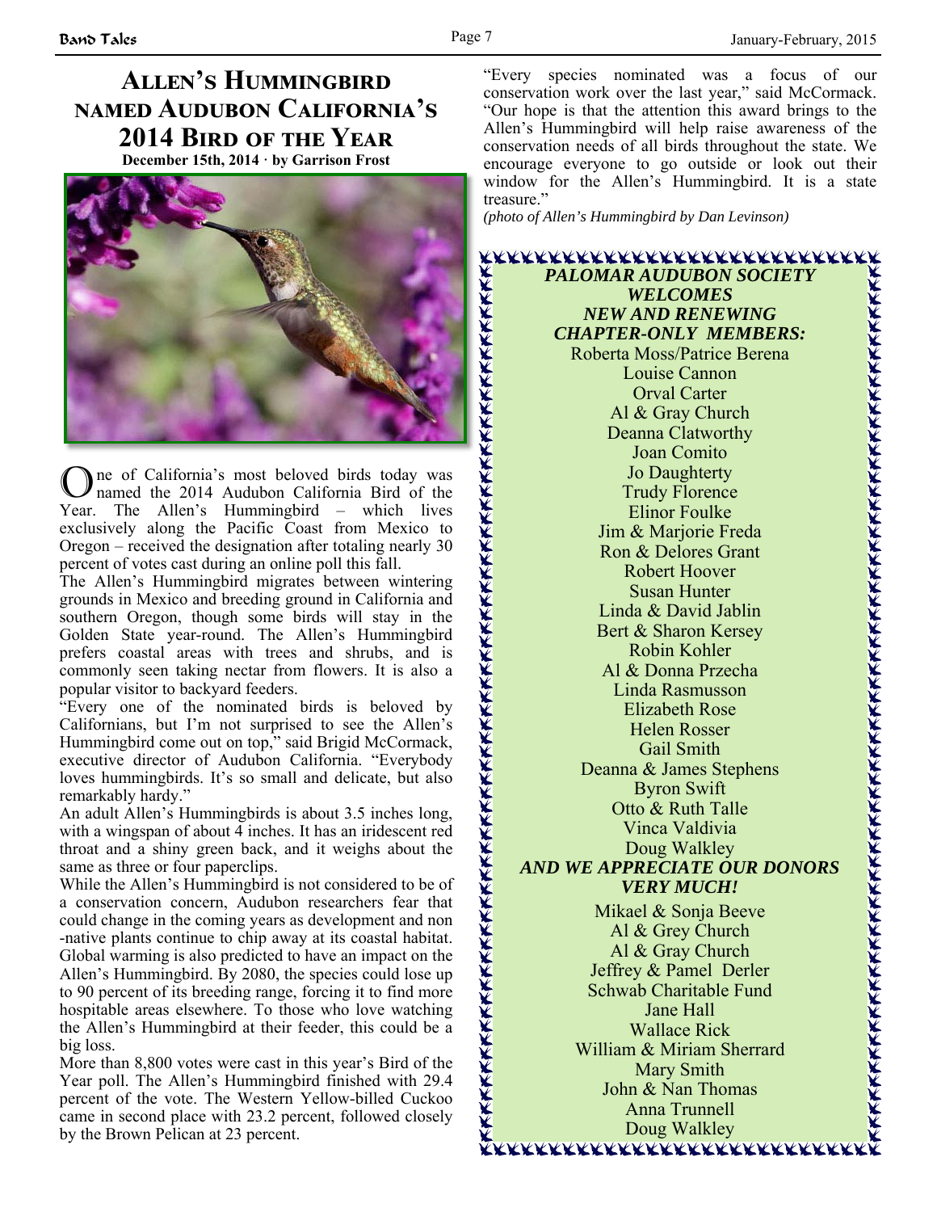# Allen's Hummingbird named Audubon California's 2014 Bird of the Year

**December 15th, 2014 · by Garrison Frost**

One of California's most beloved birds today was named the 2014 Audubon California Bird of the Year. The Allen's Hummingbird – which lives exclusively along the Pacific Coast from Mexico to Oregon – received the designation after totaling nearly 30 percent of votes cast during an online poll this fall.

The Allen's Hummingbird migrates between wintering grounds in Mexico and breeding ground in California and southern Oregon, though some birds will stay in the Golden State year-round. The Allen's Hummingbird prefers coastal areas with trees and shrubs, and is commonly seen taking nectar from flowers. It is also a popular visitor to backyard feeders.

"Every one of the nominated birds is beloved by Californians, but I'm not surprised to see the Allen's Hummingbird come out on top," said Brigid McCormack, executive director of Audubon California. "Everybody loves hummingbirds. It's so small and delicate, but also remarkably hardy."

An adult Allen's Hummingbirds is about 3.5 inches long, with a wingspan of about 4 inches. It has an iridescent red throat and a shiny green back, and it weighs about the same as three or four paperclips.

While the Allen's Hummingbird is not considered to be of a conservation concern, Audubon researchers fear that could change in the coming years as development and non -native plants continue to chip away at its coastal habitat. Global warming is also predicted to have an impact on the Allen's Hummingbird. By 2080, the species could lose up to 90 percent of its breeding range, forcing it to find more hospitable areas elsewhere. To those who love watching the Allen's Hummingbird at their feeder, this could be a big loss.

More than 8,800 votes were cast in this year's Bird of the Year poll. The Allen's Hummingbird finished with 29.4 percent of the vote. The Western Yellow-billed Cuckoo came in second place with 23.2 percent, followed closely by the Brown Pelican at 23 percent.

"Every species nominated was a focus of our conservation work over the last year," said McCormack. "Our hope is that the attention this award brings to the Allen's Hummingbird will help raise awareness of the conservation needs of all birds throughout the state. We encourage everyone to go outside or look out their window for the Allen's Hummingbird. It is a state treasure."

*(photo of Allen's Hummingbird by Dan Levinson)*

***PALOMAR AUDUBON SOCIETY WELCOMES NEW AND RENEWING CHAPTER-ONLY MEMBERS:***

Roberta Moss/Patrice Berena
Louise Cannon
Orval Carter
Al & Gray Church
Deanna Clatworthy
Joan Comito
Jo Daughterty
Trudy Florence
Elinor Foulke
Jim & Marjorie Freda
Ron & Delores Grant
Robert Hoover
Susan Hunter
Linda & David Jablin
Bert & Sharon Kersey
Robin Kohler
Al & Donna Przecha
Linda Rasmusson
Elizabeth Rose
Helen Rosser
Gail Smith
Deanna & James Stephens
Byron Swift
Otto & Ruth Talle
Vinca Valdivia
Doug Walkley

***AND WE APPRECIATE OUR DONORS VERY MUCH!***

Mikael & Sonja Beeve
Al & Grey Church
Al & Gray Church
Jeffrey & Pamel Derler
Schwab Charitable Fund
Jane Hall
Wallace Rick
William & Miriam Sherrard
Mary Smith
John & Nan Thomas
Anna Trunnell
Doug Walkley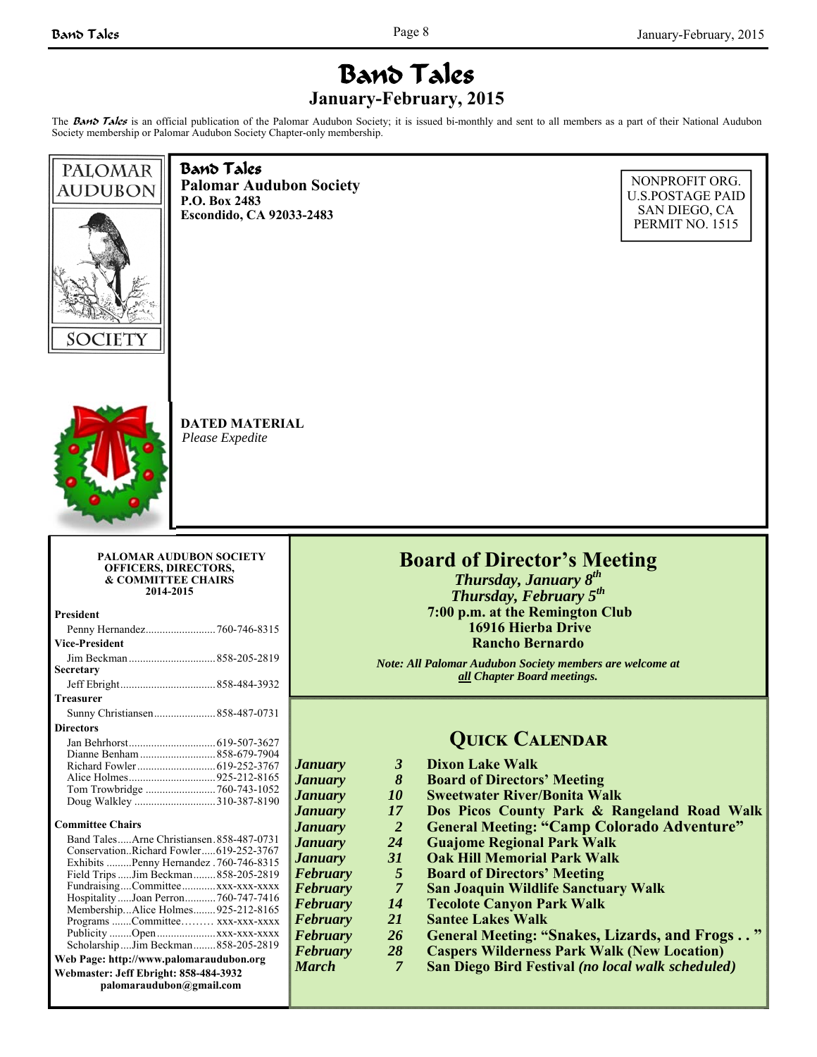# Band Tales

## January-February, 2015

The ***Band Tales*** is an official publication of the Palomar Audubon Society; it is issued bi-monthly and sent to all members as a part of their National Audubon Society membership or Palomar Audubon Society Chapter-only membership.

PALOMAR AUDUBON SOCIETY

**Band Tales**
**Palomar Audubon Society**
**P.O. Box 2483**
**Escondido, CA 92033-2483**

NONPROFIT ORG.
U.S.POSTAGE PAID
SAN DIEGO, CA
PERMIT NO. 1515

**DATED MATERIAL**
*Please Expedite*

**PALOMAR AUDUBON SOCIETY OFFICERS, DIRECTORS, & COMMITTEE CHAIRS 2014-2015**

**President**
Penny Hernandez.........760-746-8315

**Vice-President**
Jim Beckman.........858-205-2819

**Secretary**
Jeff Ebright.........858-484-3932

**Treasurer**
Sunny Christiansen.........858-487-0731

**Directors**
Jan Behrhorst.........619-507-3627
Dianne Benham.........858-679-7904
Richard Fowler.........619-252-3767
Alice Holmes.........925-212-8165
Tom Trowbridge.........760-743-1052
Doug Walkley.........310-387-8190

**Committee Chairs**
Band Tales.....Arne Christiansen.858-487-0731
Conservation..Richard Fowler.....619-252-3767
Exhibits.........Penny Hernandez.760-746-8315
Field Trips.....Jim Beckman........858-205-2819
Fundraising....Committee...........xxx-xxx-xxxx
Hospitality.....Joan Perron...........760-747-7416
Membership...Alice Holmes.........925-212-8165
Programs.......Committee……… xxx-xxx-xxxx
Publicity........Open.....................xxx-xxx-xxxx
Scholarship....Jim Beckman........858-205-2819

**Web Page: http://www.palomaraudubon.org**
**Webmaster: Jeff Ebright: 858-484-3932**
**palomaraudubon@gmail.com**

## Board of Director's Meeting

***Thursday, January 8th***
***Thursday, February 5th***
**7:00 p.m. at the Remington Club**
**16916 Hierba Drive**
**Rancho Bernardo**

***Note: All Palomar Audubon Society members are welcome at <u>all</u> Chapter Board meetings.***

## Quick Calendar

| | | |
|---|---|---|
| ***January*** | ***3*** | **Dixon Lake Walk** |
| ***January*** | ***8*** | **Board of Directors' Meeting** |
| ***January*** | ***10*** | **Sweetwater River/Bonita Walk** |
| ***January*** | ***17*** | **Dos Picos County Park & Rangeland Road Walk** |
| ***January*** | ***2*** | **General Meeting: "Camp Colorado Adventure"** |
| ***January*** | ***24*** | **Guajome Regional Park Walk** |
| ***January*** | ***31*** | **Oak Hill Memorial Park Walk** |
| ***February*** | ***5*** | **Board of Directors' Meeting** |
| ***February*** | ***7*** | **San Joaquin Wildlife Sanctuary Walk** |
| ***February*** | ***14*** | **Tecolote Canyon Park Walk** |
| ***February*** | ***21*** | **Santee Lakes Walk** |
| ***February*** | ***26*** | **General Meeting: "Snakes, Lizards, and Frogs . . "** |
| ***February*** | ***28*** | **Caspers Wilderness Park Walk (New Location)** |
| ***March*** | ***7*** | **San Diego Bird Festival *(no local walk scheduled)*** |